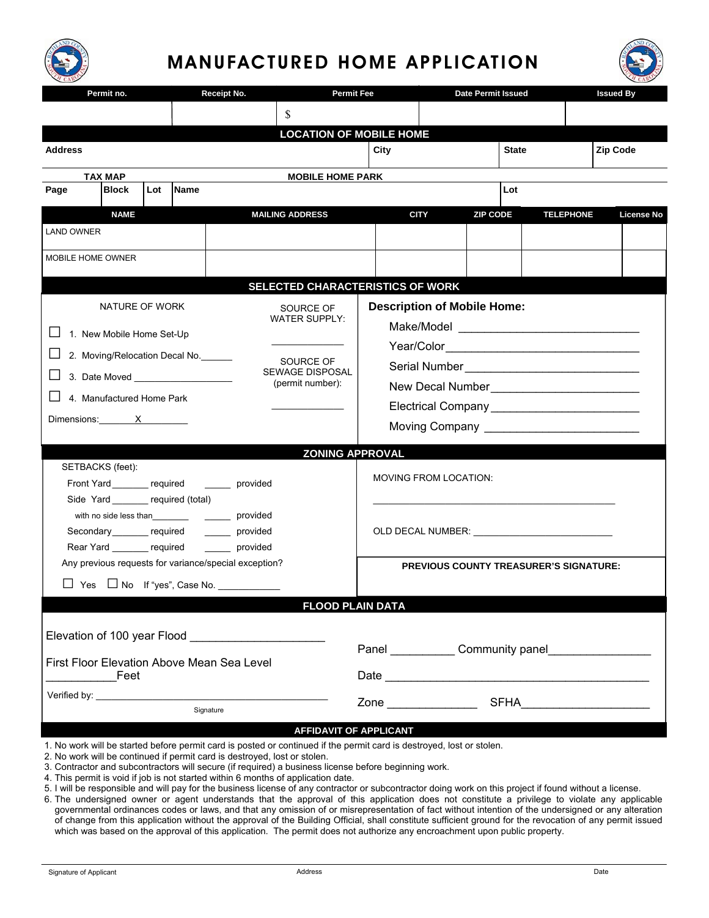# MANUFACTURED HOME APPLICATION

| Permit no. | Receipt No. | Permit Fee | Date Permit Issued | Issued By |
|---|---|---|---|---|
| | | $ | | |

## LOCATION OF MOBILE HOME

| Address | City | State | Zip Code |
|---|---|---|---|
| | | | |

| TAX MAP | | | MOBILE HOME PARK | |
|---|---|---|---|---|
| Page | Block | Lot | Name | Lot |
| | | | | |

| NAME | MAILING ADDRESS | CITY | ZIP CODE | TELEPHONE | License No |
|---|---|---|---|---|---|
| LAND OWNER | | | | | |
| MOBILE HOME OWNER | | | | | |

## SELECTED CHARACTERISTICS OF WORK

**NATURE OF WORK**

- ☐ 1. New Mobile Home Set-Up
- ☐ 2. Moving/Relocation Decal No.______
- ☐ 3. Date Moved __________________
- ☐ 4. Manufactured Home Park

Dimensions:_______X_________

SOURCE OF WATER SUPPLY:

_____________

SOURCE OF SEWAGE DISPOSAL (permit number):

_____________

**Description of Mobile Home:**

Make/Model ____________________________

Year/Color______________________________

Serial Number___________________________

New Decal Number_______________________

Electrical Company_______________________

Moving Company ________________________

## ZONING APPROVAL

SETBACKS (feet):

Front Yard_______ required _____ provided

Side Yard _______ required (total)

with no side less than________ _____ provided

Secondary_______ required _____ provided

Rear Yard _______ required _____ provided

Any previous requests for variance/special exception?

☐ Yes ☐ No If "yes", Case No. ____________

MOVING FROM LOCATION:

____________________________________________

OLD DECAL NUMBER: __________________________

**PREVIOUS COUNTY TREASURER'S SIGNATURE:**

## FLOOD PLAIN DATA

Elevation of 100 year Flood ____________________

First Floor Elevation Above Mean Sea Level ___________Feet

Verified by: ___________________________________________
Signature

Panel __________ Community panel________________

Date ________________________________________

Zone ______________ SFHA____________________

## AFFIDAVIT OF APPLICANT

1. No work will be started before permit card is posted or continued if the permit card is destroyed, lost or stolen.
2. No work will be continued if permit card is destroyed, lost or stolen.
3. Contractor and subcontractors will secure (if required) a business license before beginning work.
4. This permit is void if job is not started within 6 months of application date.
5. I will be responsible and will pay for the business license of any contractor or subcontractor doing work on this project if found without a license.
6. The undersigned owner or agent understands that the approval of this application does not constitute a privilege to violate any applicable governmental ordinances codes or laws, and that any omission of or misrepresentation of fact without intention of the undersigned or any alteration of change from this application without the approval of the Building Official, shall constitute sufficient ground for the revocation of any permit issued which was based on the approval of this application. The permit does not authorize any encroachment upon public property.

Signature of Applicant | Address | Date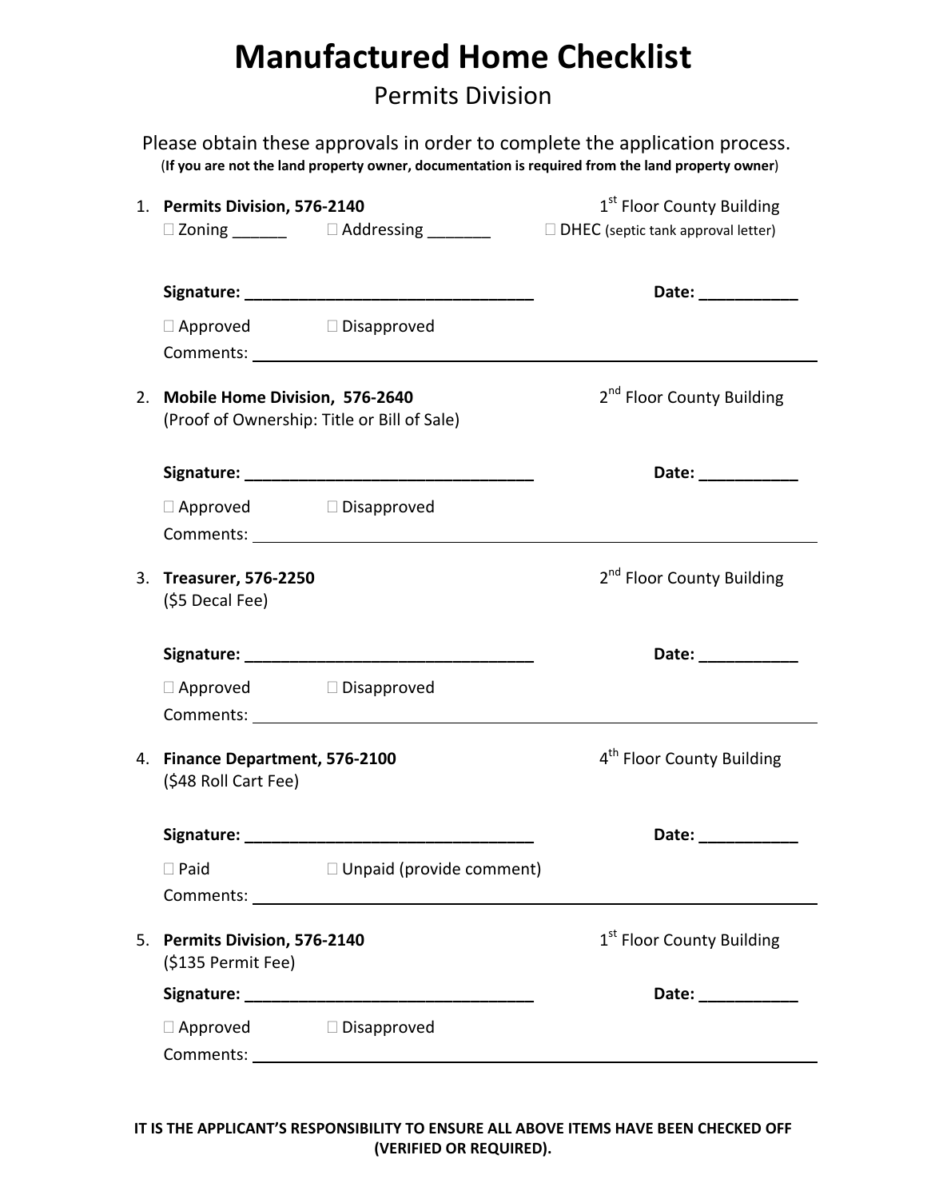# Manufactured Home Checklist

## Permits Division

Please obtain these approvals in order to complete the application process.
(**If you are not the land property owner, documentation is required from the land property owner**)

1. **Permits Division, 576-2140** — 1st Floor County Building
   ☐ Zoning ______ ☐ Addressing _______ ☐ DHEC (septic tank approval letter)

   **Signature:** _________________________________ **Date:** ___________

   ☐ Approved ☐ Disapproved
   Comments: ___________________________________________________________

2. **Mobile Home Division, 576-2640** — 2nd Floor County Building
   (Proof of Ownership: Title or Bill of Sale)

   **Signature:** _________________________________ **Date:** ___________

   ☐ Approved ☐ Disapproved
   Comments: ___________________________________________________________

3. **Treasurer, 576-2250** — 2nd Floor County Building
   ($5 Decal Fee)

   **Signature:** _________________________________ **Date:** ___________

   ☐ Approved ☐ Disapproved
   Comments: ___________________________________________________________

4. **Finance Department, 576-2100** — 4th Floor County Building
   ($48 Roll Cart Fee)

   **Signature:** _________________________________ **Date:** ___________

   ☐ Paid ☐ Unpaid (provide comment)
   Comments: ___________________________________________________________

5. **Permits Division, 576-2140** — 1st Floor County Building
   ($135 Permit Fee)

   **Signature:** _________________________________ **Date:** ___________

   ☐ Approved ☐ Disapproved
   Comments: ___________________________________________________________

**IT IS THE APPLICANT'S RESPONSIBILITY TO ENSURE ALL ABOVE ITEMS HAVE BEEN CHECKED OFF (VERIFIED OR REQUIRED).**